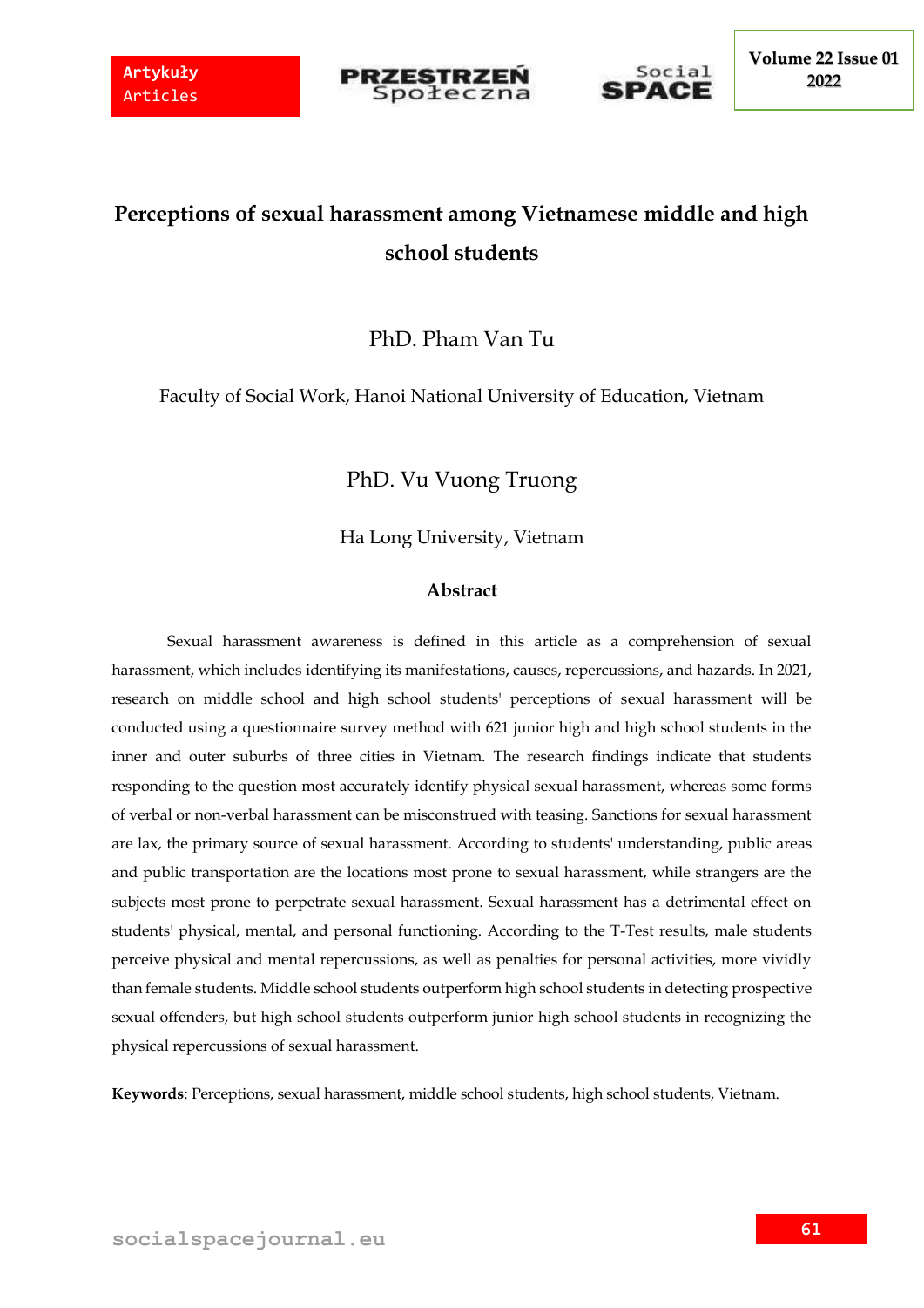# Perceptions of sexual harassment among Vietnamese middle and high school students

PhD. Pham Van Tu

Faculty of Social Work, Hanoi National University of Education, Vietnam

PhD. Vu Vuong Truong

Ha Long University, Vietnam

## Abstract

Sexual harassment awareness is defined in this article as a comprehension of sexual harassment, which includes identifying its manifestations, causes, repercussions, and hazards. In 2021, research on middle school and high school students' perceptions of sexual harassment will be conducted using a questionnaire survey method with 621 junior high and high school students in the inner and outer suburbs of three cities in Vietnam. The research findings indicate that students responding to the question most accurately identify physical sexual harassment, whereas some forms of verbal or non-verbal harassment can be misconstrued with teasing. Sanctions for sexual harassment are lax, the primary source of sexual harassment. According to students' understanding, public areas and public transportation are the locations most prone to sexual harassment, while strangers are the subjects most prone to perpetrate sexual harassment. Sexual harassment has a detrimental effect on students' physical, mental, and personal functioning. According to the T-Test results, male students perceive physical and mental repercussions, as well as penalties for personal activities, more vividly than female students. Middle school students outperform high school students in detecting prospective sexual offenders, but high school students outperform junior high school students in recognizing the physical repercussions of sexual harassment.

**Keywords**: Perceptions, sexual harassment, middle school students, high school students, Vietnam.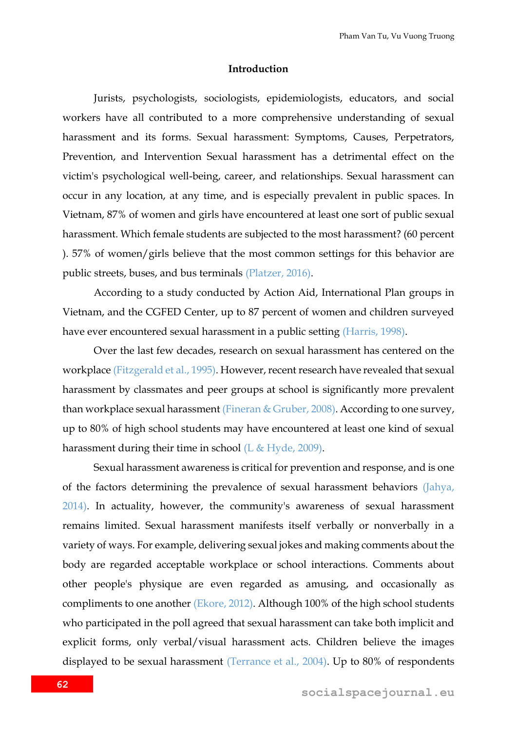## Introduction

Jurists, psychologists, sociologists, epidemiologists, educators, and social workers have all contributed to a more comprehensive understanding of sexual harassment and its forms. Sexual harassment: Symptoms, Causes, Perpetrators, Prevention, and Intervention Sexual harassment has a detrimental effect on the victim's psychological well-being, career, and relationships. Sexual harassment can occur in any location, at any time, and is especially prevalent in public spaces. In Vietnam, 87% of women and girls have encountered at least one sort of public sexual harassment. Which female students are subjected to the most harassment? (60 percent ). 57% of women/girls believe that the most common settings for this behavior are public streets, buses, and bus terminals (Platzer, 2016).

According to a study conducted by Action Aid, International Plan groups in Vietnam, and the CGFED Center, up to 87 percent of women and children surveyed have ever encountered sexual harassment in a public setting (Harris, 1998).

Over the last few decades, research on sexual harassment has centered on the workplace (Fitzgerald et al., 1995). However, recent research have revealed that sexual harassment by classmates and peer groups at school is significantly more prevalent than workplace sexual harassment (Fineran & Gruber, 2008). According to one survey, up to 80% of high school students may have encountered at least one kind of sexual harassment during their time in school (L & Hyde, 2009).

Sexual harassment awareness is critical for prevention and response, and is one of the factors determining the prevalence of sexual harassment behaviors (Jahya, 2014). In actuality, however, the community's awareness of sexual harassment remains limited. Sexual harassment manifests itself verbally or nonverbally in a variety of ways. For example, delivering sexual jokes and making comments about the body are regarded acceptable workplace or school interactions. Comments about other people's physique are even regarded as amusing, and occasionally as compliments to one another (Ekore, 2012). Although 100% of the high school students who participated in the poll agreed that sexual harassment can take both implicit and explicit forms, only verbal/visual harassment acts. Children believe the images displayed to be sexual harassment (Terrance et al., 2004). Up to 80% of respondents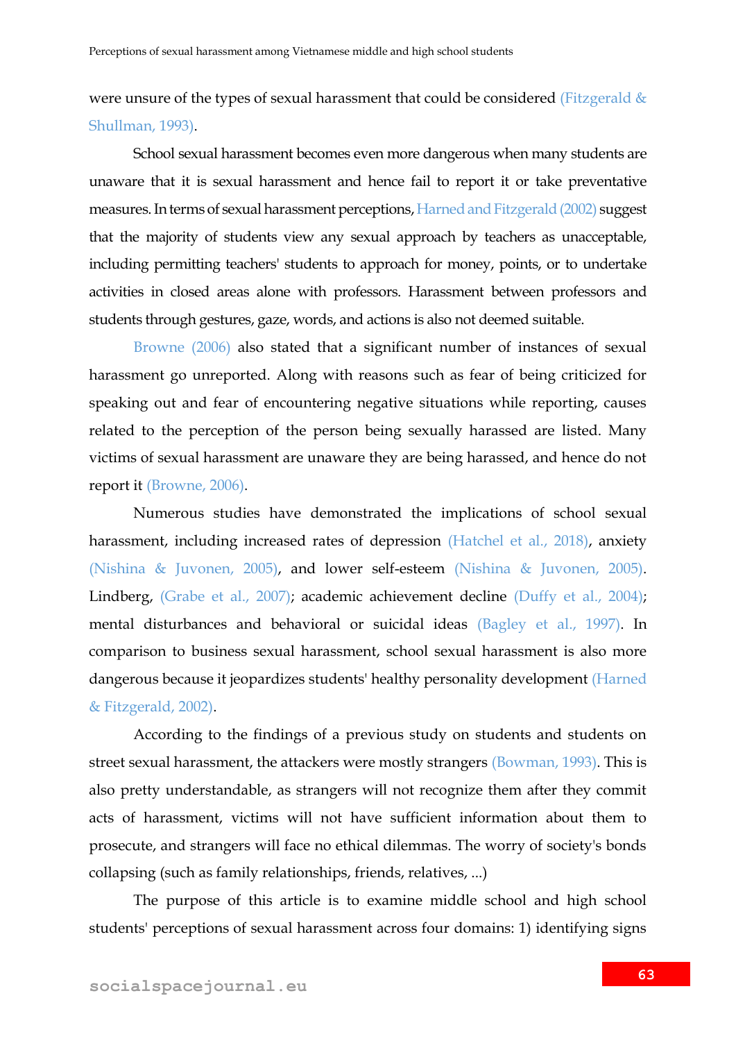were unsure of the types of sexual harassment that could be considered (Fitzgerald & Shullman, 1993).

School sexual harassment becomes even more dangerous when many students are unaware that it is sexual harassment and hence fail to report it or take preventative measures. In terms of sexual harassment perceptions, Harned and Fitzgerald (2002) suggest that the majority of students view any sexual approach by teachers as unacceptable, including permitting teachers' students to approach for money, points, or to undertake activities in closed areas alone with professors. Harassment between professors and students through gestures, gaze, words, and actions is also not deemed suitable.

Browne (2006) also stated that a significant number of instances of sexual harassment go unreported. Along with reasons such as fear of being criticized for speaking out and fear of encountering negative situations while reporting, causes related to the perception of the person being sexually harassed are listed. Many victims of sexual harassment are unaware they are being harassed, and hence do not report it (Browne, 2006).

Numerous studies have demonstrated the implications of school sexual harassment, including increased rates of depression (Hatchel et al., 2018), anxiety (Nishina & Juvonen, 2005), and lower self-esteem (Nishina & Juvonen, 2005). Lindberg, (Grabe et al., 2007); academic achievement decline (Duffy et al., 2004); mental disturbances and behavioral or suicidal ideas (Bagley et al., 1997). In comparison to business sexual harassment, school sexual harassment is also more dangerous because it jeopardizes students' healthy personality development (Harned & Fitzgerald, 2002).

According to the findings of a previous study on students and students on street sexual harassment, the attackers were mostly strangers (Bowman, 1993). This is also pretty understandable, as strangers will not recognize them after they commit acts of harassment, victims will not have sufficient information about them to prosecute, and strangers will face no ethical dilemmas. The worry of society's bonds collapsing (such as family relationships, friends, relatives, ...)

The purpose of this article is to examine middle school and high school students' perceptions of sexual harassment across four domains: 1) identifying signs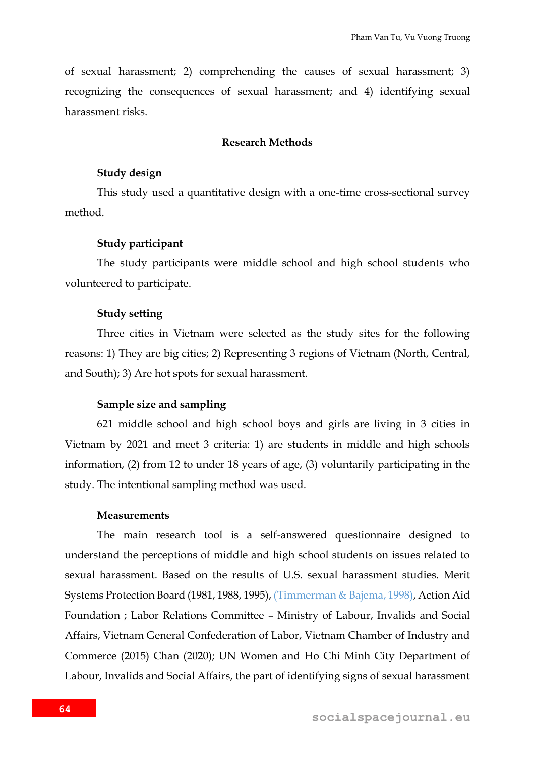of sexual harassment; 2) comprehending the causes of sexual harassment; 3) recognizing the consequences of sexual harassment; and 4) identifying sexual harassment risks.

## Research Methods

### Study design

This study used a quantitative design with a one-time cross-sectional survey method.

### Study participant

The study participants were middle school and high school students who volunteered to participate.

### Study setting

Three cities in Vietnam were selected as the study sites for the following reasons: 1) They are big cities; 2) Representing 3 regions of Vietnam (North, Central, and South); 3) Are hot spots for sexual harassment.

### Sample size and sampling

621 middle school and high school boys and girls are living in 3 cities in Vietnam by 2021 and meet 3 criteria: 1) are students in middle and high schools information, (2) from 12 to under 18 years of age, (3) voluntarily participating in the study. The intentional sampling method was used.

### Measurements

The main research tool is a self-answered questionnaire designed to understand the perceptions of middle and high school students on issues related to sexual harassment. Based on the results of U.S. sexual harassment studies. Merit Systems Protection Board (1981, 1988, 1995), (Timmerman & Bajema, 1998), Action Aid Foundation ; Labor Relations Committee – Ministry of Labour, Invalids and Social Affairs, Vietnam General Confederation of Labor, Vietnam Chamber of Industry and Commerce (2015) Chan (2020); UN Women and Ho Chi Minh City Department of Labour, Invalids and Social Affairs, the part of identifying signs of sexual harassment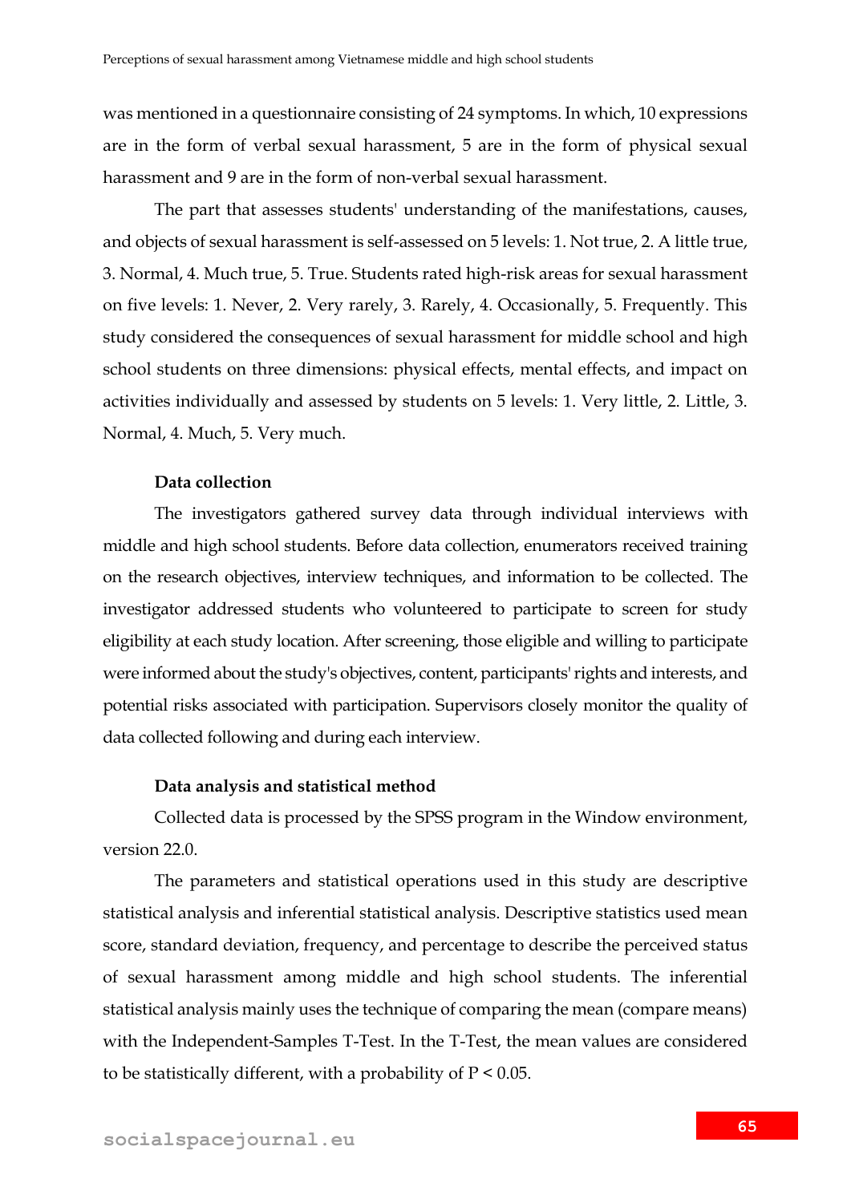was mentioned in a questionnaire consisting of 24 symptoms. In which, 10 expressions are in the form of verbal sexual harassment, 5 are in the form of physical sexual harassment and 9 are in the form of non-verbal sexual harassment.

The part that assesses students' understanding of the manifestations, causes, and objects of sexual harassment is self-assessed on 5 levels: 1. Not true, 2. A little true, 3. Normal, 4. Much true, 5. True. Students rated high-risk areas for sexual harassment on five levels: 1. Never, 2. Very rarely, 3. Rarely, 4. Occasionally, 5. Frequently. This study considered the consequences of sexual harassment for middle school and high school students on three dimensions: physical effects, mental effects, and impact on activities individually and assessed by students on 5 levels: 1. Very little, 2. Little, 3. Normal, 4. Much, 5. Very much.

**Data collection**

The investigators gathered survey data through individual interviews with middle and high school students. Before data collection, enumerators received training on the research objectives, interview techniques, and information to be collected. The investigator addressed students who volunteered to participate to screen for study eligibility at each study location. After screening, those eligible and willing to participate were informed about the study's objectives, content, participants' rights and interests, and potential risks associated with participation. Supervisors closely monitor the quality of data collected following and during each interview.

**Data analysis and statistical method**

Collected data is processed by the SPSS program in the Window environment, version 22.0.

The parameters and statistical operations used in this study are descriptive statistical analysis and inferential statistical analysis. Descriptive statistics used mean score, standard deviation, frequency, and percentage to describe the perceived status of sexual harassment among middle and high school students. The inferential statistical analysis mainly uses the technique of comparing the mean (compare means) with the Independent-Samples T-Test. In the T-Test, the mean values are considered to be statistically different, with a probability of $P < 0.05$.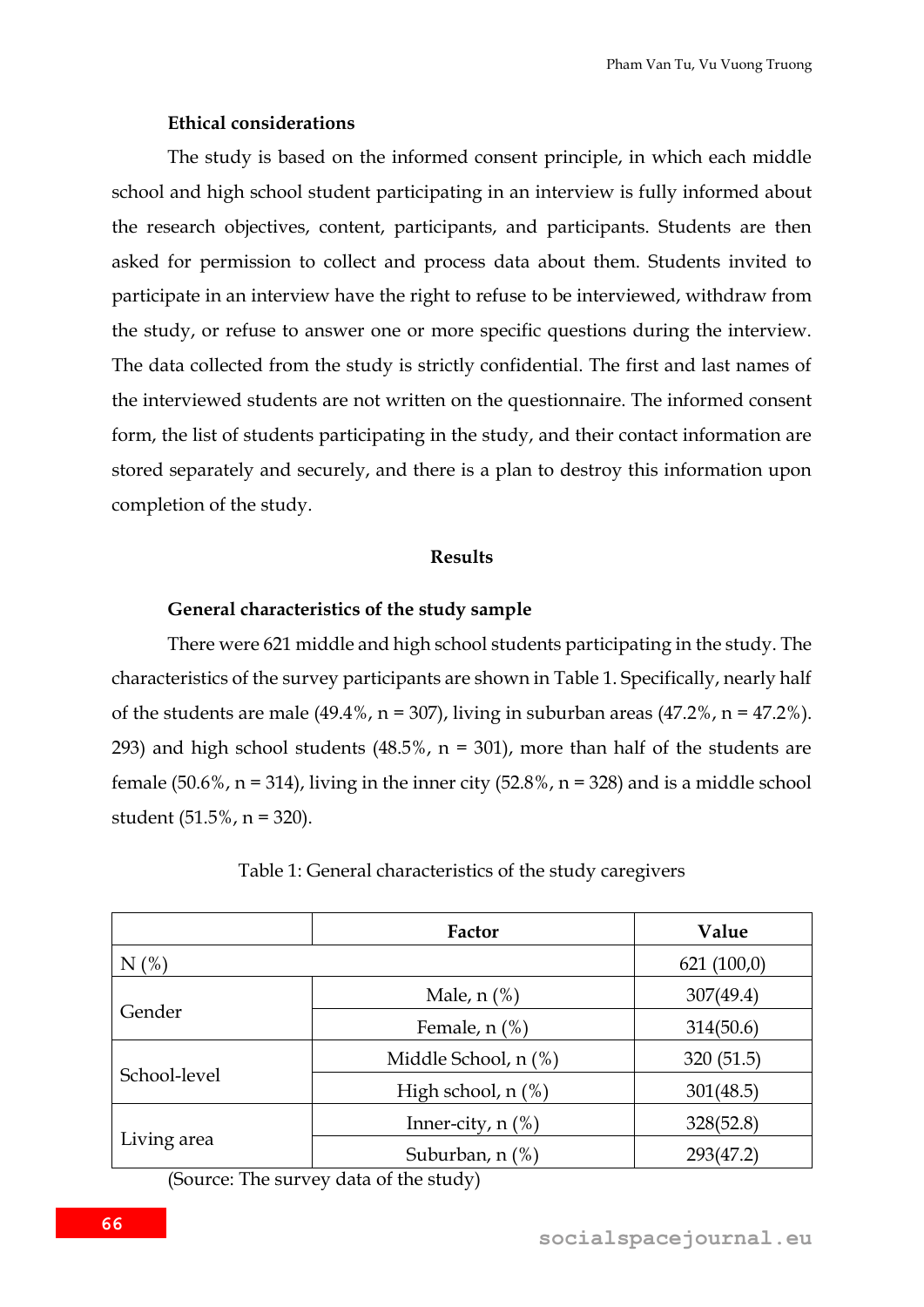### Ethical considerations

The study is based on the informed consent principle, in which each middle school and high school student participating in an interview is fully informed about the research objectives, content, participants, and participants. Students are then asked for permission to collect and process data about them. Students invited to participate in an interview have the right to refuse to be interviewed, withdraw from the study, or refuse to answer one or more specific questions during the interview. The data collected from the study is strictly confidential. The first and last names of the interviewed students are not written on the questionnaire. The informed consent form, the list of students participating in the study, and their contact information are stored separately and securely, and there is a plan to destroy this information upon completion of the study.

## Results

### General characteristics of the study sample

There were 621 middle and high school students participating in the study. The characteristics of the survey participants are shown in Table 1. Specifically, nearly half of the students are male (49.4%, n = 307), living in suburban areas (47.2%, n = 47.2%). 293) and high school students (48.5%, n = 301), more than half of the students are female (50.6%, n = 314), living in the inner city (52.8%, n = 328) and is a middle school student (51.5%, n = 320).

Table 1: General characteristics of the study caregivers

| | Factor | Value |
|---|---|---|
| N (%) | | 621 (100,0) |
| Gender | Male, n (%) | 307(49.4) |
| | Female, n (%) | 314(50.6) |
| School-level | Middle School, n (%) | 320 (51.5) |
| | High school, n (%) | 301(48.5) |
| Living area | Inner-city, n (%) | 328(52.8) |
| | Suburban, n (%) | 293(47.2) |

(Source: The survey data of the study)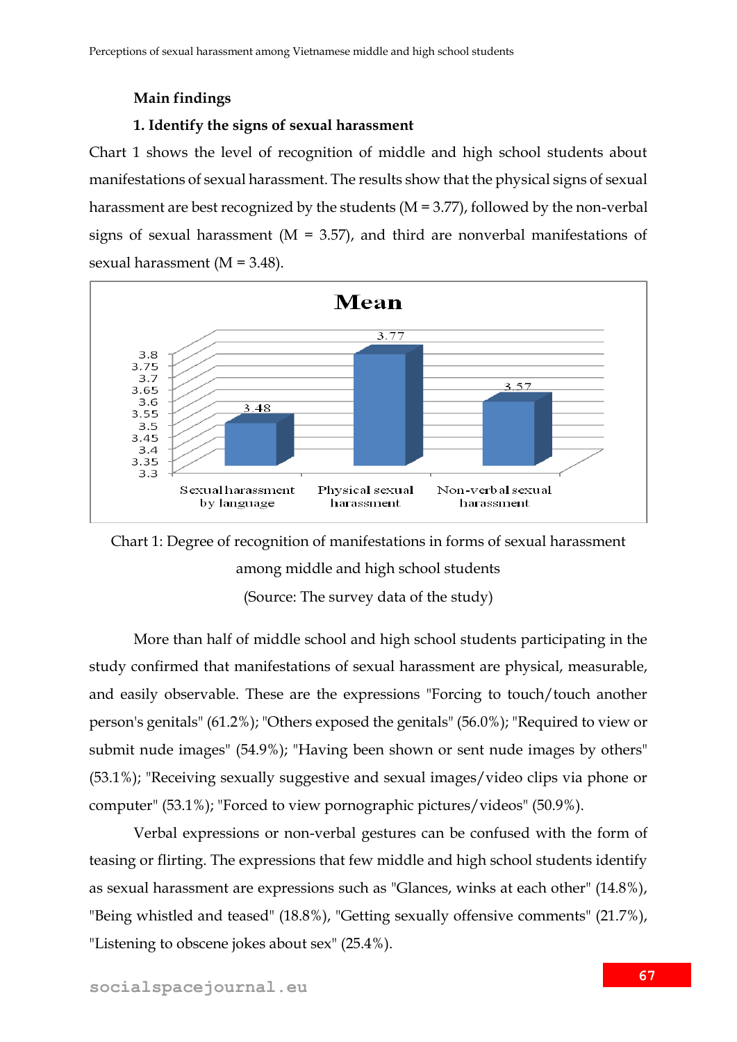**Main findings**

**1. Identify the signs of sexual harassment**

Chart 1 shows the level of recognition of middle and high school students about manifestations of sexual harassment. The results show that the physical signs of sexual harassment are best recognized by the students (M = 3.77), followed by the non-verbal signs of sexual harassment (M = 3.57), and third are nonverbal manifestations of sexual harassment (M = 3.48).

Chart 1: Degree of recognition of manifestations in forms of sexual harassment among middle and high school students

(Source: The survey data of the study)

More than half of middle school and high school students participating in the study confirmed that manifestations of sexual harassment are physical, measurable, and easily observable. These are the expressions "Forcing to touch/touch another person's genitals" (61.2%); "Others exposed the genitals" (56.0%); "Required to view or submit nude images" (54.9%); "Having been shown or sent nude images by others" (53.1%); "Receiving sexually suggestive and sexual images/video clips via phone or computer" (53.1%); "Forced to view pornographic pictures/videos" (50.9%).

Verbal expressions or non-verbal gestures can be confused with the form of teasing or flirting. The expressions that few middle and high school students identify as sexual harassment are expressions such as "Glances, winks at each other" (14.8%), "Being whistled and teased" (18.8%), "Getting sexually offensive comments" (21.7%), "Listening to obscene jokes about sex" (25.4%).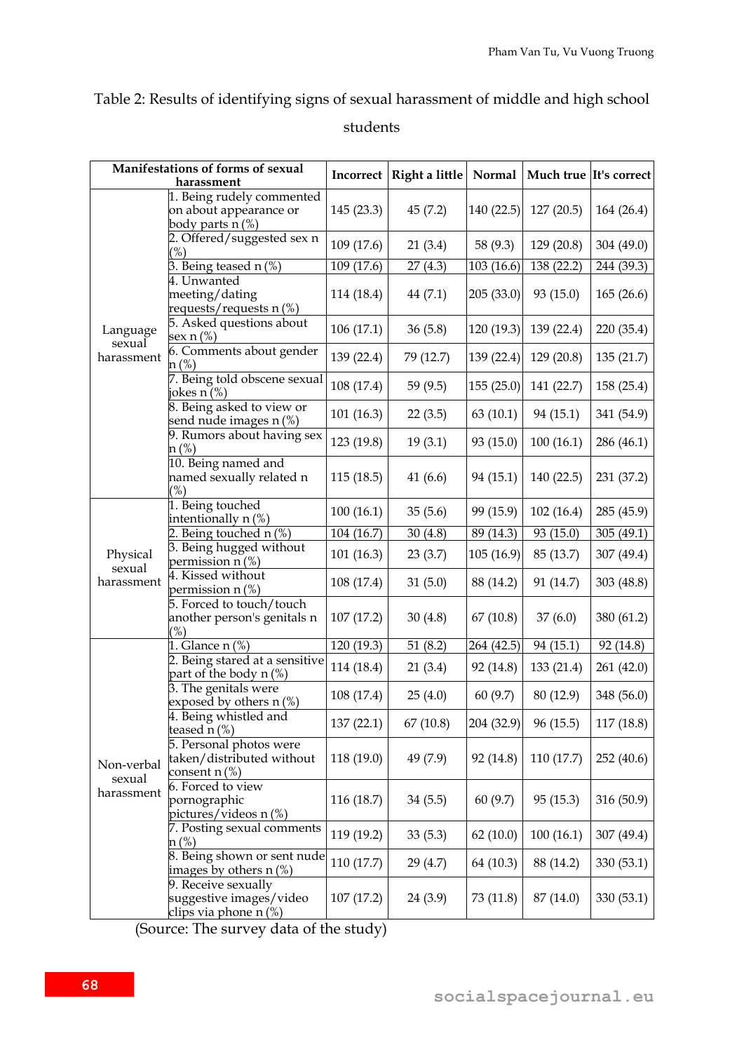Table 2: Results of identifying signs of sexual harassment of middle and high school students

| Manifestations of forms of sexual harassment | | Incorrect | Right a little | Normal | Much true | It's correct |
|---|---|---|---|---|---|---|
| Language sexual harassment | 1. Being rudely commented on about appearance or body parts n (%) | 145 (23.3) | 45 (7.2) | 140 (22.5) | 127 (20.5) | 164 (26.4) |
| | 2. Offered/suggested sex n (%) | 109 (17.6) | 21 (3.4) | 58 (9.3) | 129 (20.8) | 304 (49.0) |
| | 3. Being teased n (%) | 109 (17.6) | 27 (4.3) | 103 (16.6) | 138 (22.2) | 244 (39.3) |
| | 4. Unwanted meeting/dating requests/requests n (%) | 114 (18.4) | 44 (7.1) | 205 (33.0) | 93 (15.0) | 165 (26.6) |
| | 5. Asked questions about sex n (%) | 106 (17.1) | 36 (5.8) | 120 (19.3) | 139 (22.4) | 220 (35.4) |
| | 6. Comments about gender n (%) | 139 (22.4) | 79 (12.7) | 139 (22.4) | 129 (20.8) | 135 (21.7) |
| | 7. Being told obscene sexual jokes n (%) | 108 (17.4) | 59 (9.5) | 155 (25.0) | 141 (22.7) | 158 (25.4) |
| | 8. Being asked to view or send nude images n (%) | 101 (16.3) | 22 (3.5) | 63 (10.1) | 94 (15.1) | 341 (54.9) |
| | 9. Rumors about having sex n (%) | 123 (19.8) | 19 (3.1) | 93 (15.0) | 100 (16.1) | 286 (46.1) |
| | 10. Being named and named sexually related n (%) | 115 (18.5) | 41 (6.6) | 94 (15.1) | 140 (22.5) | 231 (37.2) |
| Physical sexual harassment | 1. Being touched intentionally n (%) | 100 (16.1) | 35 (5.6) | 99 (15.9) | 102 (16.4) | 285 (45.9) |
| | 2. Being touched n (%) | 104 (16.7) | 30 (4.8) | 89 (14.3) | 93 (15.0) | 305 (49.1) |
| | 3. Being hugged without permission n (%) | 101 (16.3) | 23 (3.7) | 105 (16.9) | 85 (13.7) | 307 (49.4) |
| | 4. Kissed without permission n (%) | 108 (17.4) | 31 (5.0) | 88 (14.2) | 91 (14.7) | 303 (48.8) |
| | 5. Forced to touch/touch another person's genitals n (%) | 107 (17.2) | 30 (4.8) | 67 (10.8) | 37 (6.0) | 380 (61.2) |
| Non-verbal sexual harassment | 1. Glance n (%) | 120 (19.3) | 51 (8.2) | 264 (42.5) | 94 (15.1) | 92 (14.8) |
| | 2. Being stared at a sensitive part of the body n (%) | 114 (18.4) | 21 (3.4) | 92 (14.8) | 133 (21.4) | 261 (42.0) |
| | 3. The genitals were exposed by others n (%) | 108 (17.4) | 25 (4.0) | 60 (9.7) | 80 (12.9) | 348 (56.0) |
| | 4. Being whistled and teased n (%) | 137 (22.1) | 67 (10.8) | 204 (32.9) | 96 (15.5) | 117 (18.8) |
| | 5. Personal photos were taken/distributed without consent n (%) | 118 (19.0) | 49 (7.9) | 92 (14.8) | 110 (17.7) | 252 (40.6) |
| | 6. Forced to view pornographic pictures/videos n (%) | 116 (18.7) | 34 (5.5) | 60 (9.7) | 95 (15.3) | 316 (50.9) |
| | 7. Posting sexual comments n (%) | 119 (19.2) | 33 (5.3) | 62 (10.0) | 100 (16.1) | 307 (49.4) |
| | 8. Being shown or sent nude images by others n (%) | 110 (17.7) | 29 (4.7) | 64 (10.3) | 88 (14.2) | 330 (53.1) |
| | 9. Receive sexually suggestive images/video clips via phone n (%) | 107 (17.2) | 24 (3.9) | 73 (11.8) | 87 (14.0) | 330 (53.1) |

(Source: The survey data of the study)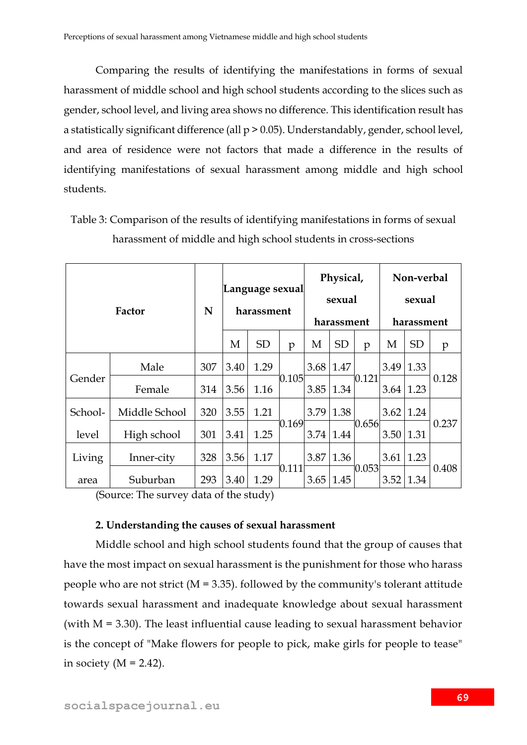Comparing the results of identifying the manifestations in forms of sexual harassment of middle school and high school students according to the slices such as gender, school level, and living area shows no difference. This identification result has a statistically significant difference (all $p > 0.05$). Understandably, gender, school level, and area of residence were not factors that made a difference in the results of identifying manifestations of sexual harassment among middle and high school students.

Table 3: Comparison of the results of identifying manifestations in forms of sexual harassment of middle and high school students in cross-sections

| Factor | | N | Language sexual harassment | | | Physical, sexual harassment | | | Non-verbal sexual harassment | | |
|---|---|---|---|---|---|---|---|---|---|---|---|
| | | | M | SD | p | M | SD | p | M | SD | p |
| Gender | Male | 307 | 3.40 | 1.29 | 0.105 | 3.68 | 1.47 | 0.121 | 3.49 | 1.33 | 0.128 |
| | Female | 314 | 3.56 | 1.16 | | 3.85 | 1.34 | | 3.64 | 1.23 | |
| School-level | Middle School | 320 | 3.55 | 1.21 | 0.169 | 3.79 | 1.38 | 0.656 | 3.62 | 1.24 | 0.237 |
| | High school | 301 | 3.41 | 1.25 | | 3.74 | 1.44 | | 3.50 | 1.31 | |
| Living area | Inner-city | 328 | 3.56 | 1.17 | 0.111 | 3.87 | 1.36 | 0.053 | 3.61 | 1.23 | 0.408 |
| | Suburban | 293 | 3.40 | 1.29 | | 3.65 | 1.45 | | 3.52 | 1.34 | |

(Source: The survey data of the study)

**2. Understanding the causes of sexual harassment**

Middle school and high school students found that the group of causes that have the most impact on sexual harassment is the punishment for those who harass people who are not strict ($M = 3.35$). followed by the community's tolerant attitude towards sexual harassment and inadequate knowledge about sexual harassment (with $M = 3.30$). The least influential cause leading to sexual harassment behavior is the concept of "Make flowers for people to pick, make girls for people to tease" in society ($M = 2.42$).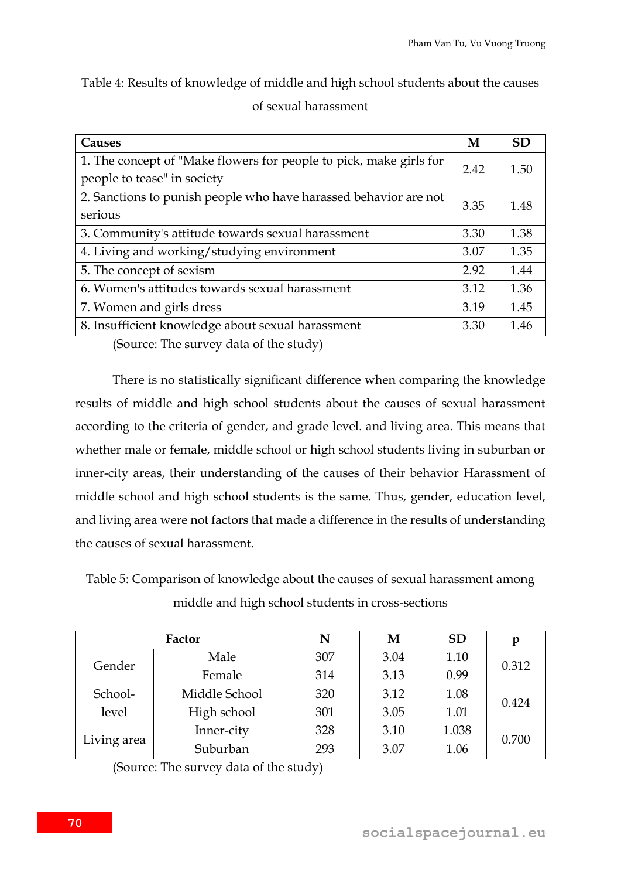Table 4: Results of knowledge of middle and high school students about the causes of sexual harassment

| Causes | M | SD |
|---|---|---|
| 1. The concept of "Make flowers for people to pick, make girls for people to tease" in society | 2.42 | 1.50 |
| 2. Sanctions to punish people who have harassed behavior are not serious | 3.35 | 1.48 |
| 3. Community's attitude towards sexual harassment | 3.30 | 1.38 |
| 4. Living and working/studying environment | 3.07 | 1.35 |
| 5. The concept of sexism | 2.92 | 1.44 |
| 6. Women's attitudes towards sexual harassment | 3.12 | 1.36 |
| 7. Women and girls dress | 3.19 | 1.45 |
| 8. Insufficient knowledge about sexual harassment | 3.30 | 1.46 |

(Source: The survey data of the study)

There is no statistically significant difference when comparing the knowledge results of middle and high school students about the causes of sexual harassment according to the criteria of gender, and grade level. and living area. This means that whether male or female, middle school or high school students living in suburban or inner-city areas, their understanding of the causes of their behavior Harassment of middle school and high school students is the same. Thus, gender, education level, and living area were not factors that made a difference in the results of understanding the causes of sexual harassment.

Table 5: Comparison of knowledge about the causes of sexual harassment among middle and high school students in cross-sections

| Factor | | N | M | SD | p |
|---|---|---|---|---|---|
| Gender | Male | 307 | 3.04 | 1.10 | 0.312 |
| | Female | 314 | 3.13 | 0.99 | |
| School-level | Middle School | 320 | 3.12 | 1.08 | 0.424 |
| | High school | 301 | 3.05 | 1.01 | |
| Living area | Inner-city | 328 | 3.10 | 1.038 | 0.700 |
| | Suburban | 293 | 3.07 | 1.06 | |

(Source: The survey data of the study)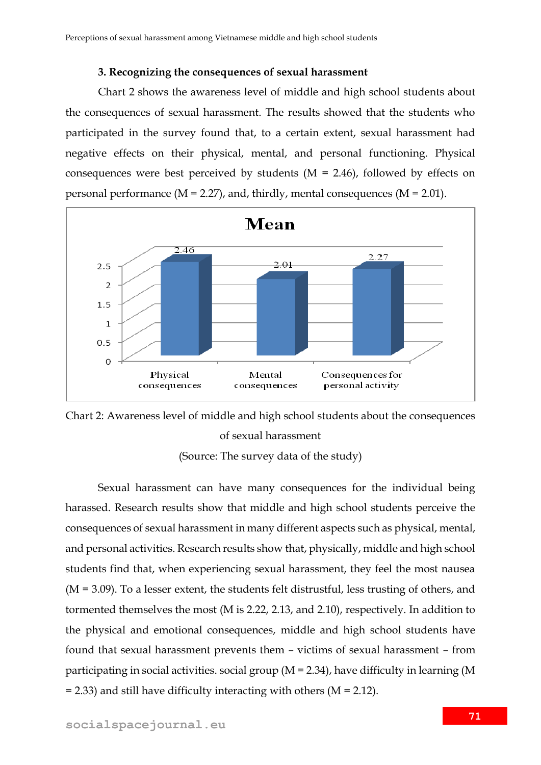### 3. Recognizing the consequences of sexual harassment

Chart 2 shows the awareness level of middle and high school students about the consequences of sexual harassment. The results showed that the students who participated in the survey found that, to a certain extent, sexual harassment had negative effects on their physical, mental, and personal functioning. Physical consequences were best perceived by students (M = 2.46), followed by effects on personal performance (M = 2.27), and, thirdly, mental consequences (M = 2.01).

Mean

2.46
2.01
2.27

2.5
2
1.5
1
0.5
0

Physical consequences
Mental consequences
Consequences for personal activity

Chart 2: Awareness level of middle and high school students about the consequences of sexual harassment

(Source: The survey data of the study)

Sexual harassment can have many consequences for the individual being harassed. Research results show that middle and high school students perceive the consequences of sexual harassment in many different aspects such as physical, mental, and personal activities. Research results show that, physically, middle and high school students find that, when experiencing sexual harassment, they feel the most nausea (M = 3.09). To a lesser extent, the students felt distrustful, less trusting of others, and tormented themselves the most (M is 2.22, 2.13, and 2.10), respectively. In addition to the physical and emotional consequences, middle and high school students have found that sexual harassment prevents them – victims of sexual harassment – from participating in social activities. social group (M = 2.34), have difficulty in learning (M = 2.33) and still have difficulty interacting with others (M = 2.12).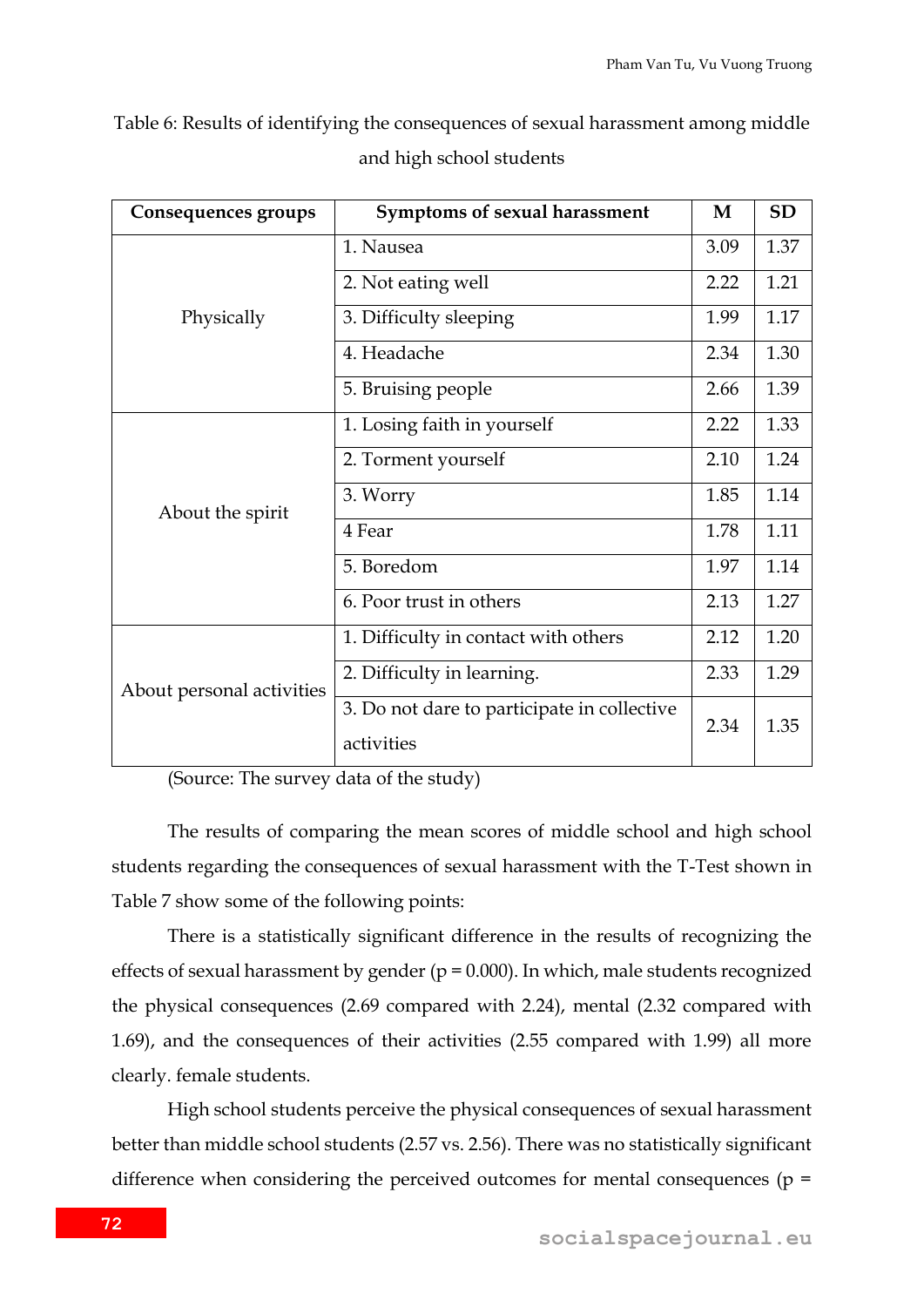Table 6: Results of identifying the consequences of sexual harassment among middle and high school students

| Consequences groups | Symptoms of sexual harassment | M | SD |
|---|---|---|---|
| Physically | 1. Nausea | 3.09 | 1.37 |
| | 2. Not eating well | 2.22 | 1.21 |
| | 3. Difficulty sleeping | 1.99 | 1.17 |
| | 4. Headache | 2.34 | 1.30 |
| | 5. Bruising people | 2.66 | 1.39 |
| About the spirit | 1. Losing faith in yourself | 2.22 | 1.33 |
| | 2. Torment yourself | 2.10 | 1.24 |
| | 3. Worry | 1.85 | 1.14 |
| | 4 Fear | 1.78 | 1.11 |
| | 5. Boredom | 1.97 | 1.14 |
| | 6. Poor trust in others | 2.13 | 1.27 |
| About personal activities | 1. Difficulty in contact with others | 2.12 | 1.20 |
| | 2. Difficulty in learning. | 2.33 | 1.29 |
| | 3. Do not dare to participate in collective activities | 2.34 | 1.35 |

(Source: The survey data of the study)

The results of comparing the mean scores of middle school and high school students regarding the consequences of sexual harassment with the T-Test shown in Table 7 show some of the following points:

There is a statistically significant difference in the results of recognizing the effects of sexual harassment by gender (p = 0.000). In which, male students recognized the physical consequences (2.69 compared with 2.24), mental (2.32 compared with 1.69), and the consequences of their activities (2.55 compared with 1.99) all more clearly. female students.

High school students perceive the physical consequences of sexual harassment better than middle school students (2.57 vs. 2.56). There was no statistically significant difference when considering the perceived outcomes for mental consequences (p =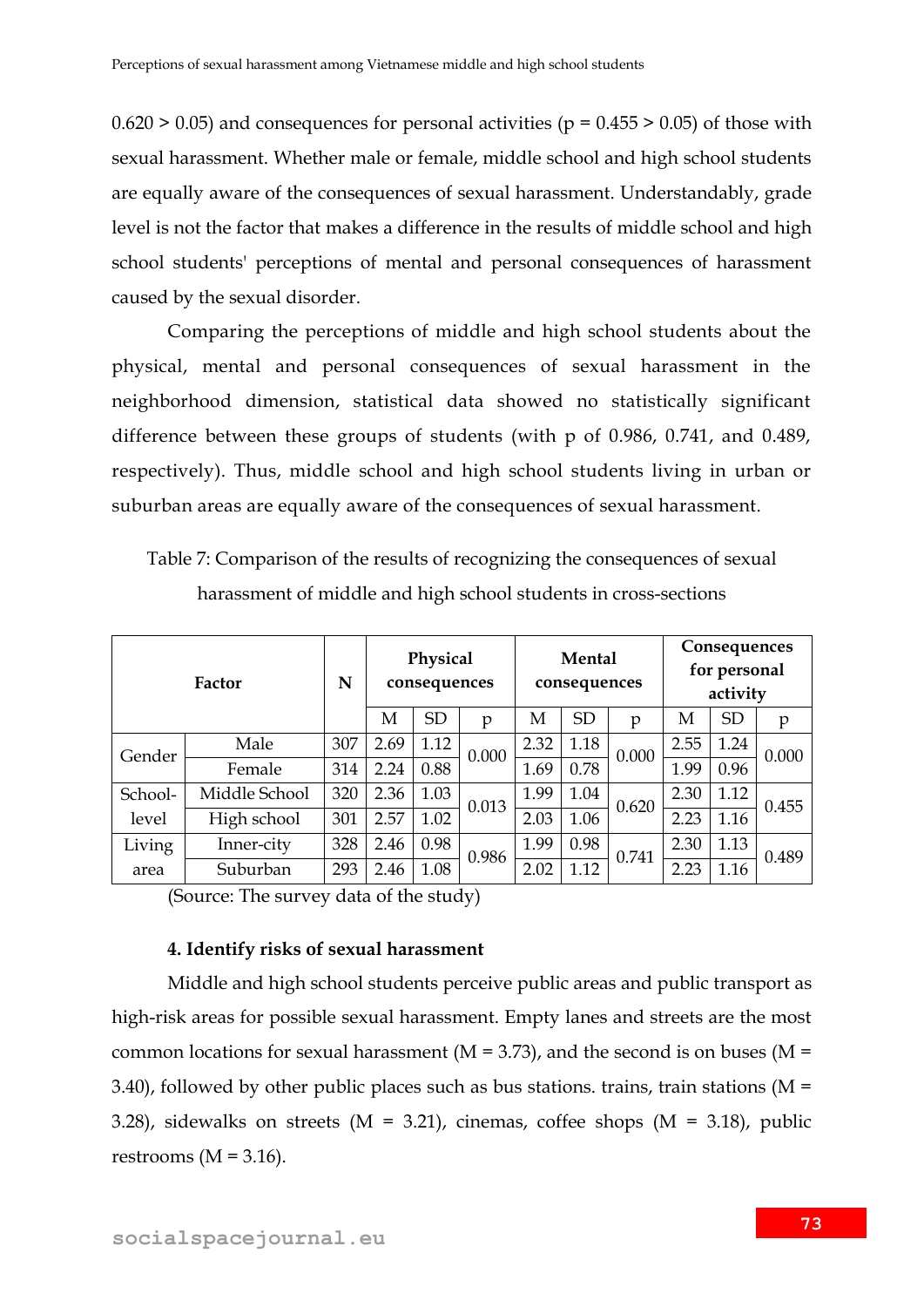0.620 > 0.05) and consequences for personal activities (p = 0.455 > 0.05) of those with sexual harassment. Whether male or female, middle school and high school students are equally aware of the consequences of sexual harassment. Understandably, grade level is not the factor that makes a difference in the results of middle school and high school students' perceptions of mental and personal consequences of harassment caused by the sexual disorder.

Comparing the perceptions of middle and high school students about the physical, mental and personal consequences of sexual harassment in the neighborhood dimension, statistical data showed no statistically significant difference between these groups of students (with p of 0.986, 0.741, and 0.489, respectively). Thus, middle school and high school students living in urban or suburban areas are equally aware of the consequences of sexual harassment.

Table 7: Comparison of the results of recognizing the consequences of sexual harassment of middle and high school students in cross-sections

| **Factor** | | **N** | **Physical consequences** | | | **Mental consequences** | | | **Consequences for personal activity** | | |
|---|---|---|---|---|---|---|---|---|---|---|---|
| | | | M | SD | p | M | SD | p | M | SD | p |
| Gender | Male | 307 | 2.69 | 1.12 | 0.000 | 2.32 | 1.18 | 0.000 | 2.55 | 1.24 | 0.000 |
| | Female | 314 | 2.24 | 0.88 | | 1.69 | 0.78 | | 1.99 | 0.96 | |
| School-level | Middle School | 320 | 2.36 | 1.03 | 0.013 | 1.99 | 1.04 | 0.620 | 2.30 | 1.12 | 0.455 |
| | High school | 301 | 2.57 | 1.02 | | 2.03 | 1.06 | | 2.23 | 1.16 | |
| Living area | Inner-city | 328 | 2.46 | 0.98 | 0.986 | 1.99 | 0.98 | 0.741 | 2.30 | 1.13 | 0.489 |
| | Suburban | 293 | 2.46 | 1.08 | | 2.02 | 1.12 | | 2.23 | 1.16 | |

(Source: The survey data of the study)

#### 4. Identify risks of sexual harassment

Middle and high school students perceive public areas and public transport as high-risk areas for possible sexual harassment. Empty lanes and streets are the most common locations for sexual harassment (M = 3.73), and the second is on buses (M = 3.40), followed by other public places such as bus stations. trains, train stations (M = 3.28), sidewalks on streets (M = 3.21), cinemas, coffee shops (M = 3.18), public restrooms (M = 3.16).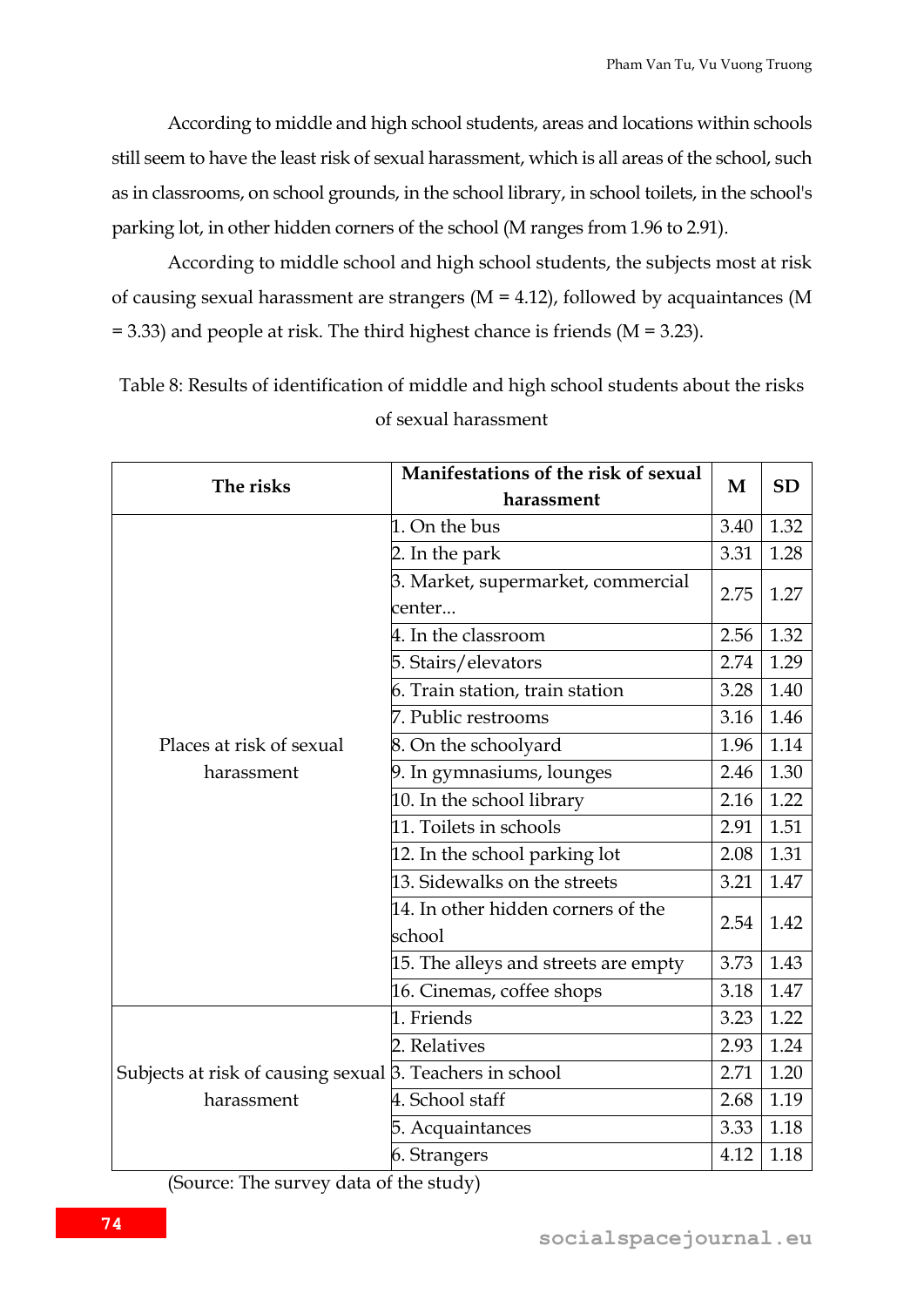According to middle and high school students, areas and locations within schools still seem to have the least risk of sexual harassment, which is all areas of the school, such as in classrooms, on school grounds, in the school library, in school toilets, in the school's parking lot, in other hidden corners of the school (M ranges from 1.96 to 2.91).

According to middle school and high school students, the subjects most at risk of causing sexual harassment are strangers (M = 4.12), followed by acquaintances (M = 3.33) and people at risk. The third highest chance is friends (M = 3.23).

Table 8: Results of identification of middle and high school students about the risks of sexual harassment

| The risks | Manifestations of the risk of sexual harassment | M | SD |
|---|---|---|---|
| Places at risk of sexual harassment | 1. On the bus | 3.40 | 1.32 |
| | 2. In the park | 3.31 | 1.28 |
| | 3. Market, supermarket, commercial center... | 2.75 | 1.27 |
| | 4. In the classroom | 2.56 | 1.32 |
| | 5. Stairs/elevators | 2.74 | 1.29 |
| | 6. Train station, train station | 3.28 | 1.40 |
| | 7. Public restrooms | 3.16 | 1.46 |
| | 8. On the schoolyard | 1.96 | 1.14 |
| | 9. In gymnasiums, lounges | 2.46 | 1.30 |
| | 10. In the school library | 2.16 | 1.22 |
| | 11. Toilets in schools | 2.91 | 1.51 |
| | 12. In the school parking lot | 2.08 | 1.31 |
| | 13. Sidewalks on the streets | 3.21 | 1.47 |
| | 14. In other hidden corners of the school | 2.54 | 1.42 |
| | 15. The alleys and streets are empty | 3.73 | 1.43 |
| | 16. Cinemas, coffee shops | 3.18 | 1.47 |
| Subjects at risk of causing sexual harassment | 1. Friends | 3.23 | 1.22 |
| | 2. Relatives | 2.93 | 1.24 |
| | 3. Teachers in school | 2.71 | 1.20 |
| | 4. School staff | 2.68 | 1.19 |
| | 5. Acquaintances | 3.33 | 1.18 |
| | 6. Strangers | 4.12 | 1.18 |

(Source: The survey data of the study)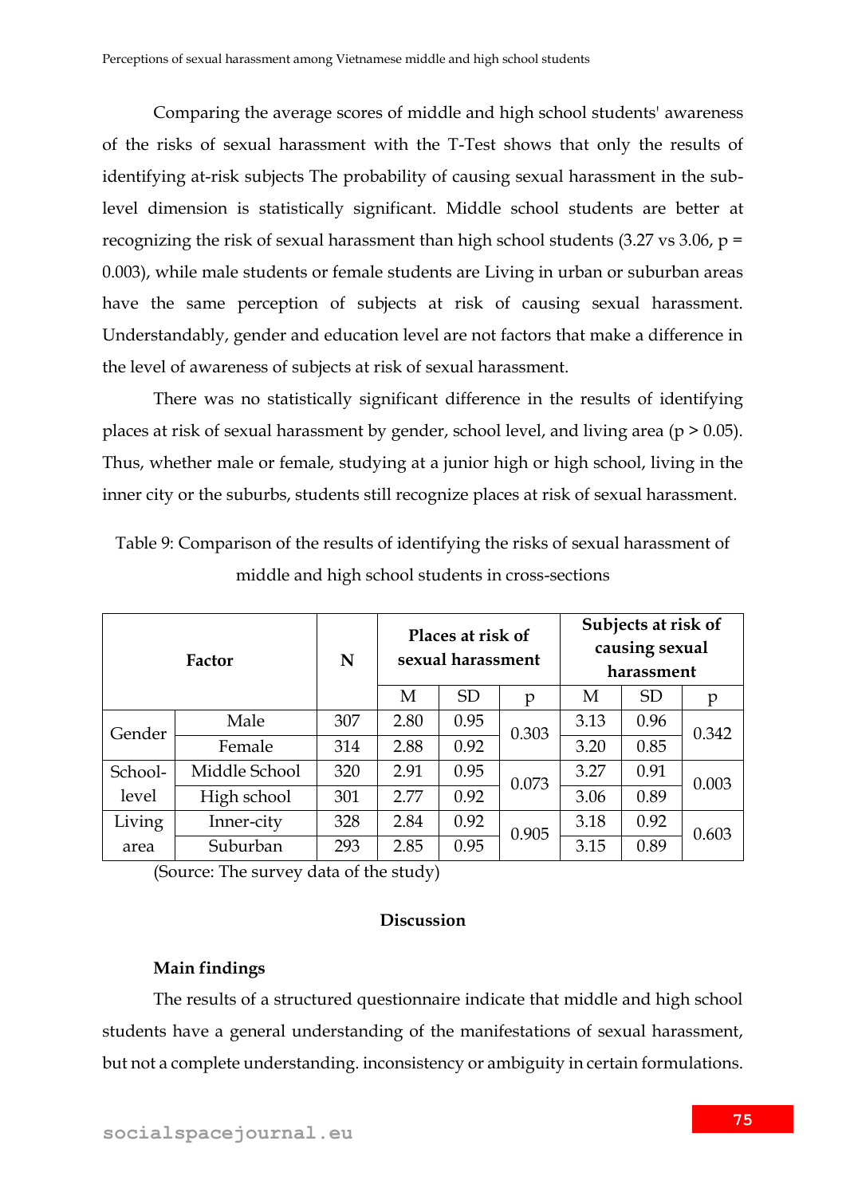Comparing the average scores of middle and high school students' awareness of the risks of sexual harassment with the T-Test shows that only the results of identifying at-risk subjects The probability of causing sexual harassment in the sub-level dimension is statistically significant. Middle school students are better at recognizing the risk of sexual harassment than high school students (3.27 vs 3.06, $p = 0.003$), while male students or female students are Living in urban or suburban areas have the same perception of subjects at risk of causing sexual harassment. Understandably, gender and education level are not factors that make a difference in the level of awareness of subjects at risk of sexual harassment.

There was no statistically significant difference in the results of identifying places at risk of sexual harassment by gender, school level, and living area ($p > 0.05$). Thus, whether male or female, studying at a junior high or high school, living in the inner city or the suburbs, students still recognize places at risk of sexual harassment.

Table 9: Comparison of the results of identifying the risks of sexual harassment of middle and high school students in cross-sections

| Factor | | N | Places at risk of sexual harassment | | | Subjects at risk of causing sexual harassment | | |
|---|---|---|---|---|---|---|---|---|
| | | | M | SD | p | M | SD | p |
| Gender | Male | 307 | 2.80 | 0.95 | 0.303 | 3.13 | 0.96 | 0.342 |
| | Female | 314 | 2.88 | 0.92 | | 3.20 | 0.85 | |
| School-level | Middle School | 320 | 2.91 | 0.95 | 0.073 | 3.27 | 0.91 | 0.003 |
| | High school | 301 | 2.77 | 0.92 | | 3.06 | 0.89 | |
| Living area | Inner-city | 328 | 2.84 | 0.92 | 0.905 | 3.18 | 0.92 | 0.603 |
| | Suburban | 293 | 2.85 | 0.95 | | 3.15 | 0.89 | |

(Source: The survey data of the study)

## Discussion

### Main findings

The results of a structured questionnaire indicate that middle and high school students have a general understanding of the manifestations of sexual harassment, but not a complete understanding. inconsistency or ambiguity in certain formulations.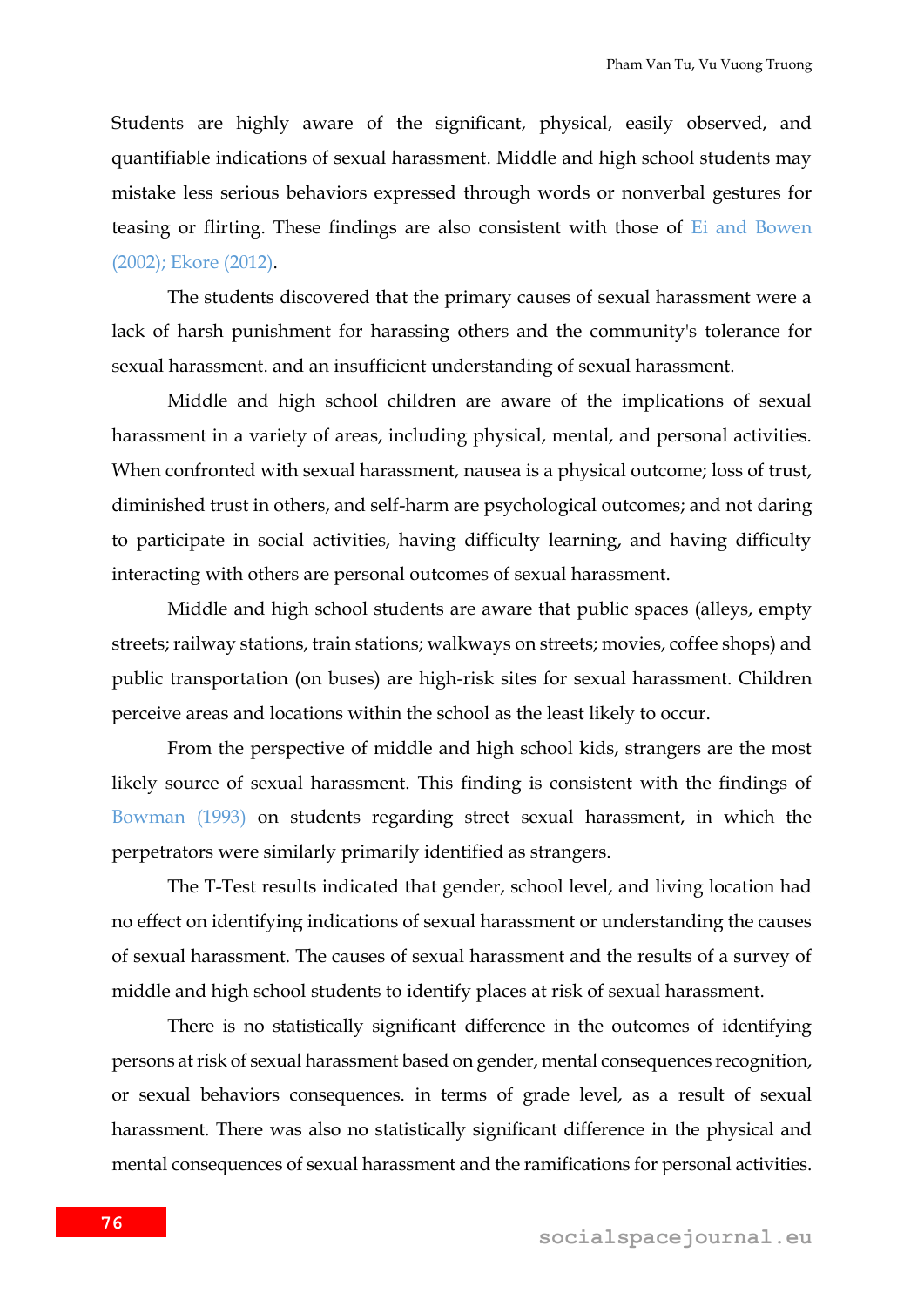Students are highly aware of the significant, physical, easily observed, and quantifiable indications of sexual harassment. Middle and high school students may mistake less serious behaviors expressed through words or nonverbal gestures for teasing or flirting. These findings are also consistent with those of Ei and Bowen (2002); Ekore (2012).

The students discovered that the primary causes of sexual harassment were a lack of harsh punishment for harassing others and the community's tolerance for sexual harassment. and an insufficient understanding of sexual harassment.

Middle and high school children are aware of the implications of sexual harassment in a variety of areas, including physical, mental, and personal activities. When confronted with sexual harassment, nausea is a physical outcome; loss of trust, diminished trust in others, and self-harm are psychological outcomes; and not daring to participate in social activities, having difficulty learning, and having difficulty interacting with others are personal outcomes of sexual harassment.

Middle and high school students are aware that public spaces (alleys, empty streets; railway stations, train stations; walkways on streets; movies, coffee shops) and public transportation (on buses) are high-risk sites for sexual harassment. Children perceive areas and locations within the school as the least likely to occur.

From the perspective of middle and high school kids, strangers are the most likely source of sexual harassment. This finding is consistent with the findings of Bowman (1993) on students regarding street sexual harassment, in which the perpetrators were similarly primarily identified as strangers.

The T-Test results indicated that gender, school level, and living location had no effect on identifying indications of sexual harassment or understanding the causes of sexual harassment. The causes of sexual harassment and the results of a survey of middle and high school students to identify places at risk of sexual harassment.

There is no statistically significant difference in the outcomes of identifying persons at risk of sexual harassment based on gender, mental consequences recognition, or sexual behaviors consequences. in terms of grade level, as a result of sexual harassment. There was also no statistically significant difference in the physical and mental consequences of sexual harassment and the ramifications for personal activities.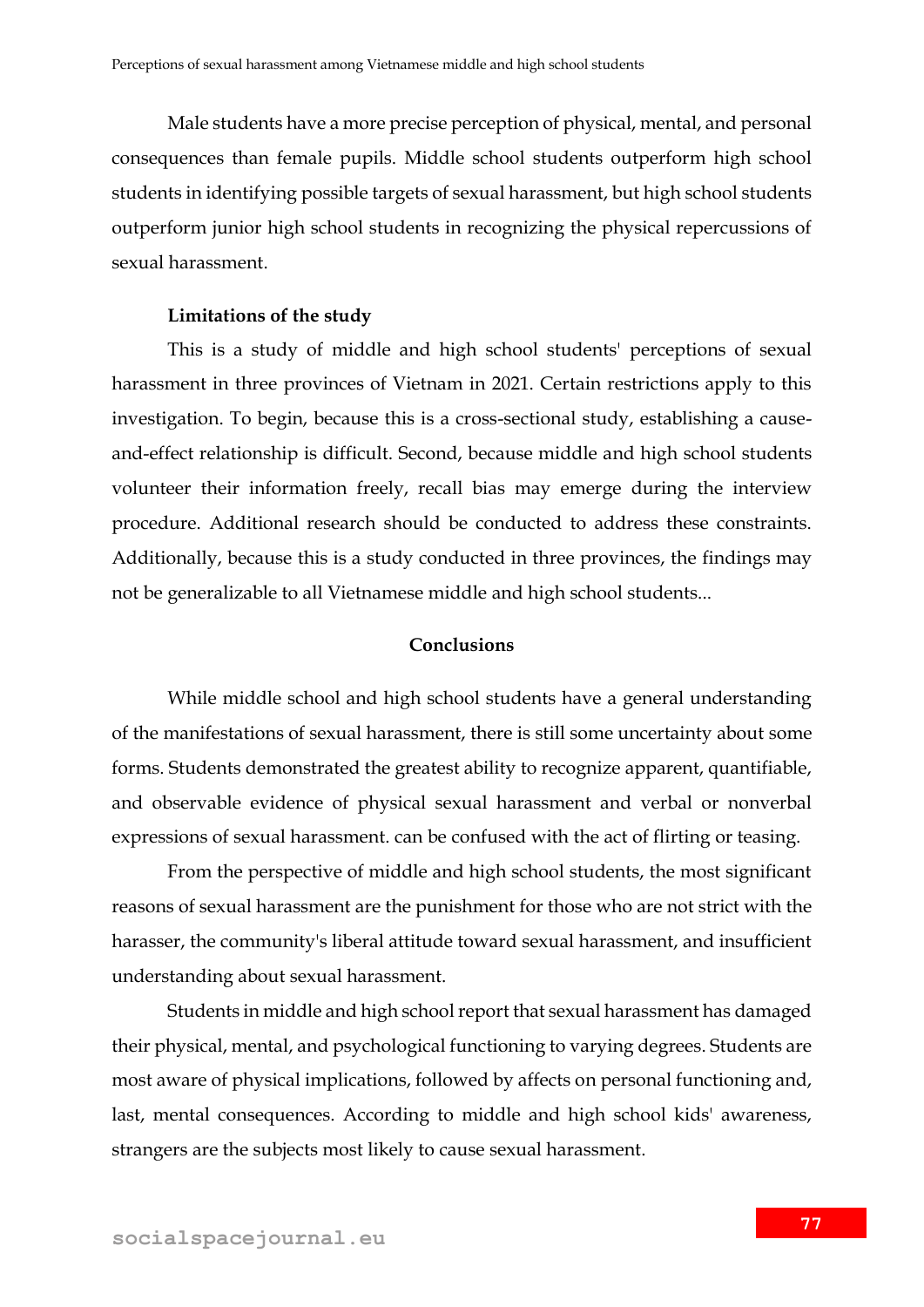Male students have a more precise perception of physical, mental, and personal consequences than female pupils. Middle school students outperform high school students in identifying possible targets of sexual harassment, but high school students outperform junior high school students in recognizing the physical repercussions of sexual harassment.

**Limitations of the study**

This is a study of middle and high school students' perceptions of sexual harassment in three provinces of Vietnam in 2021. Certain restrictions apply to this investigation. To begin, because this is a cross-sectional study, establishing a cause-and-effect relationship is difficult. Second, because middle and high school students volunteer their information freely, recall bias may emerge during the interview procedure. Additional research should be conducted to address these constraints. Additionally, because this is a study conducted in three provinces, the findings may not be generalizable to all Vietnamese middle and high school students...

## Conclusions

While middle school and high school students have a general understanding of the manifestations of sexual harassment, there is still some uncertainty about some forms. Students demonstrated the greatest ability to recognize apparent, quantifiable, and observable evidence of physical sexual harassment and verbal or nonverbal expressions of sexual harassment. can be confused with the act of flirting or teasing.

From the perspective of middle and high school students, the most significant reasons of sexual harassment are the punishment for those who are not strict with the harasser, the community's liberal attitude toward sexual harassment, and insufficient understanding about sexual harassment.

Students in middle and high school report that sexual harassment has damaged their physical, mental, and psychological functioning to varying degrees. Students are most aware of physical implications, followed by affects on personal functioning and, last, mental consequences. According to middle and high school kids' awareness, strangers are the subjects most likely to cause sexual harassment.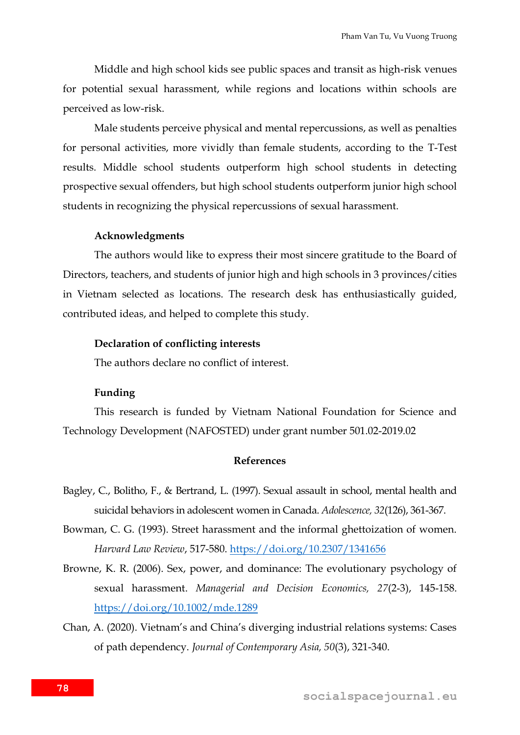Middle and high school kids see public spaces and transit as high-risk venues for potential sexual harassment, while regions and locations within schools are perceived as low-risk.

Male students perceive physical and mental repercussions, as well as penalties for personal activities, more vividly than female students, according to the T-Test results. Middle school students outperform high school students in detecting prospective sexual offenders, but high school students outperform junior high school students in recognizing the physical repercussions of sexual harassment.

### Acknowledgments

The authors would like to express their most sincere gratitude to the Board of Directors, teachers, and students of junior high and high schools in 3 provinces/cities in Vietnam selected as locations. The research desk has enthusiastically guided, contributed ideas, and helped to complete this study.

### Declaration of conflicting interests

The authors declare no conflict of interest.

### Funding

This research is funded by Vietnam National Foundation for Science and Technology Development (NAFOSTED) under grant number 501.02-2019.02

## References

Bagley, C., Bolitho, F., & Bertrand, L. (1997). Sexual assault in school, mental health and suicidal behaviors in adolescent women in Canada. *Adolescence, 32*(126), 361-367.

Bowman, C. G. (1993). Street harassment and the informal ghettoization of women. *Harvard Law Review*, 517-580. https://doi.org/10.2307/1341656

Browne, K. R. (2006). Sex, power, and dominance: The evolutionary psychology of sexual harassment. *Managerial and Decision Economics, 27*(2-3), 145-158. https://doi.org/10.1002/mde.1289

Chan, A. (2020). Vietnam's and China's diverging industrial relations systems: Cases of path dependency. *Journal of Contemporary Asia, 50*(3), 321-340.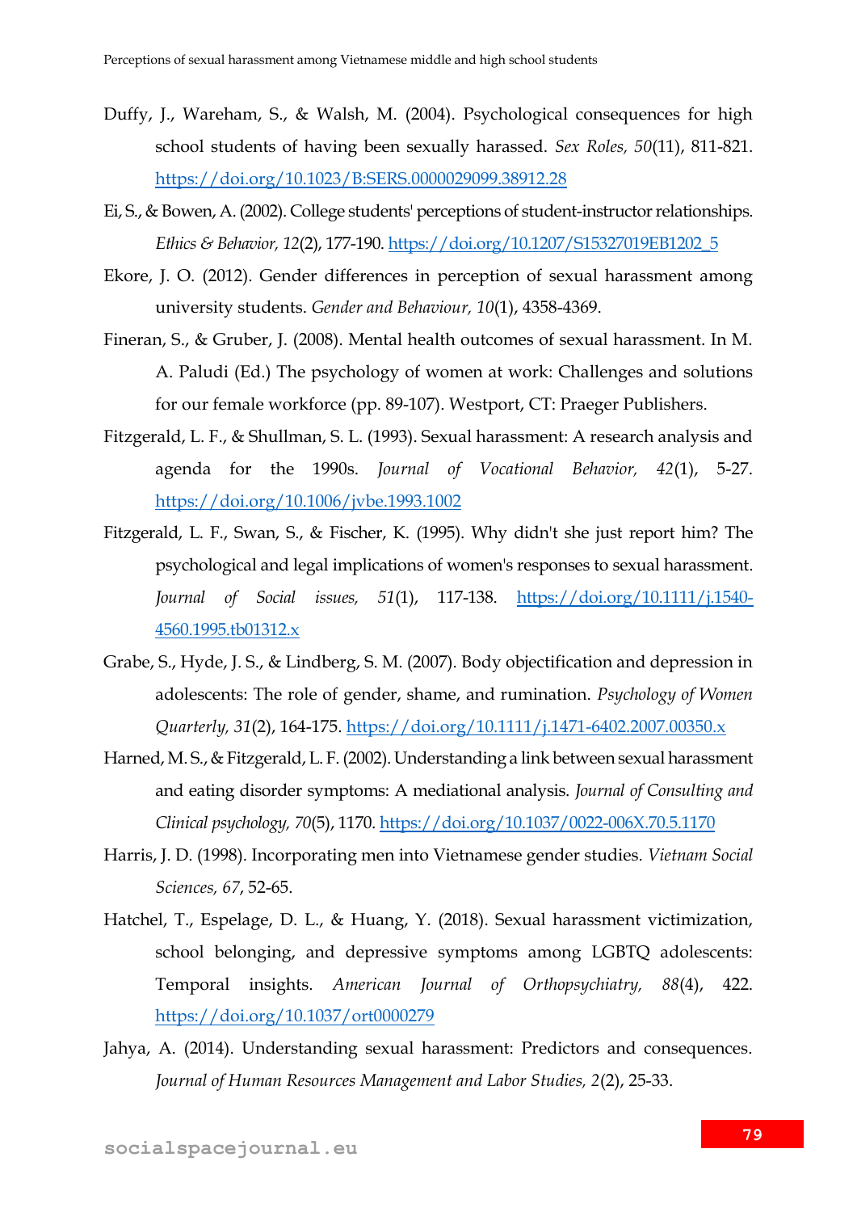Duffy, J., Wareham, S., & Walsh, M. (2004). Psychological consequences for high school students of having been sexually harassed. *Sex Roles, 50*(11), 811-821. https://doi.org/10.1023/B:SERS.0000029099.38912.28

Ei, S., & Bowen, A. (2002). College students' perceptions of student-instructor relationships. *Ethics & Behavior, 12*(2), 177-190. https://doi.org/10.1207/S15327019EB1202_5

Ekore, J. O. (2012). Gender differences in perception of sexual harassment among university students. *Gender and Behaviour, 10*(1), 4358-4369.

Fineran, S., & Gruber, J. (2008). Mental health outcomes of sexual harassment. In M. A. Paludi (Ed.) The psychology of women at work: Challenges and solutions for our female workforce (pp. 89-107). Westport, CT: Praeger Publishers.

Fitzgerald, L. F., & Shullman, S. L. (1993). Sexual harassment: A research analysis and agenda for the 1990s. *Journal of Vocational Behavior, 42*(1), 5-27. https://doi.org/10.1006/jvbe.1993.1002

Fitzgerald, L. F., Swan, S., & Fischer, K. (1995). Why didn't she just report him? The psychological and legal implications of women's responses to sexual harassment. *Journal of Social issues, 51*(1), 117-138. https://doi.org/10.1111/j.1540-4560.1995.tb01312.x

Grabe, S., Hyde, J. S., & Lindberg, S. M. (2007). Body objectification and depression in adolescents: The role of gender, shame, and rumination. *Psychology of Women Quarterly, 31*(2), 164-175. https://doi.org/10.1111/j.1471-6402.2007.00350.x

Harned, M. S., & Fitzgerald, L. F. (2002). Understanding a link between sexual harassment and eating disorder symptoms: A mediational analysis. *Journal of Consulting and Clinical psychology, 70*(5), 1170. https://doi.org/10.1037/0022-006X.70.5.1170

Harris, J. D. (1998). Incorporating men into Vietnamese gender studies. *Vietnam Social Sciences, 67*, 52-65.

Hatchel, T., Espelage, D. L., & Huang, Y. (2018). Sexual harassment victimization, school belonging, and depressive symptoms among LGBTQ adolescents: Temporal insights. *American Journal of Orthopsychiatry, 88*(4), 422. https://doi.org/10.1037/ort0000279

Jahya, A. (2014). Understanding sexual harassment: Predictors and consequences. *Journal of Human Resources Management and Labor Studies, 2*(2), 25-33.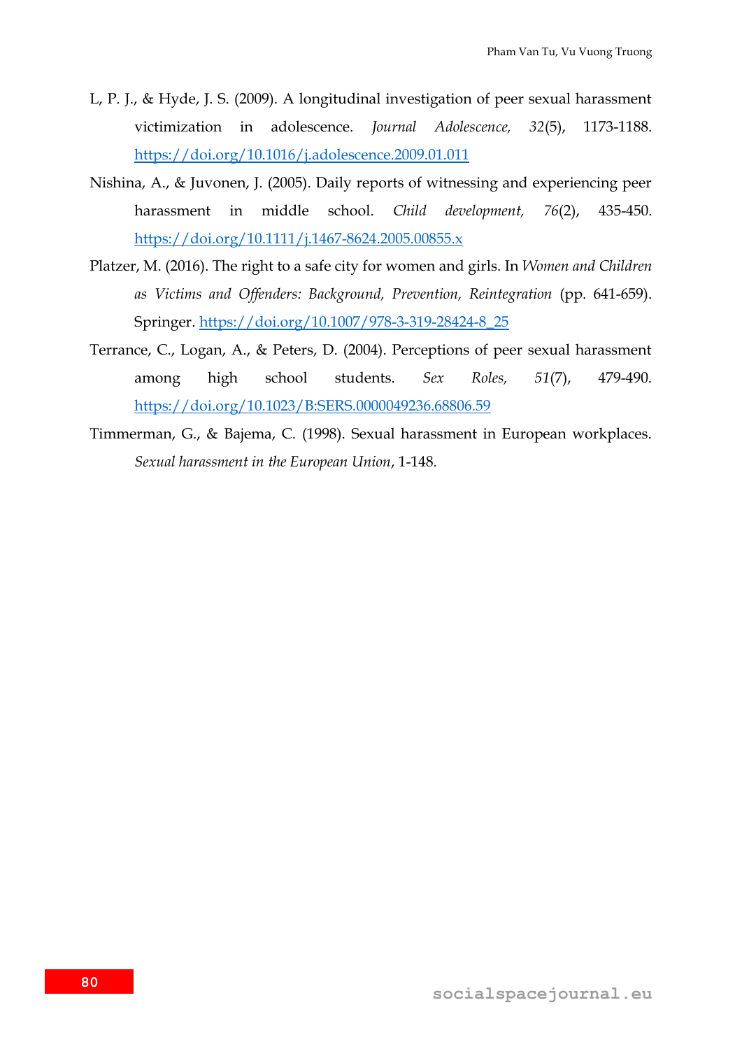L, P. J., & Hyde, J. S. (2009). A longitudinal investigation of peer sexual harassment victimization in adolescence. *Journal Adolescence, 32*(5), 1173-1188. https://doi.org/10.1016/j.adolescence.2009.01.011

Nishina, A., & Juvonen, J. (2005). Daily reports of witnessing and experiencing peer harassment in middle school. *Child development, 76*(2), 435-450. https://doi.org/10.1111/j.1467-8624.2005.00855.x

Platzer, M. (2016). The right to a safe city for women and girls. In *Women and Children as Victims and Offenders: Background, Prevention, Reintegration* (pp. 641-659). Springer. https://doi.org/10.1007/978-3-319-28424-8_25

Terrance, C., Logan, A., & Peters, D. (2004). Perceptions of peer sexual harassment among high school students. *Sex Roles, 51*(7), 479-490. https://doi.org/10.1023/B:SERS.0000049236.68806.59

Timmerman, G., & Bajema, C. (1998). Sexual harassment in European workplaces. *Sexual harassment in the European Union*, 1-148.